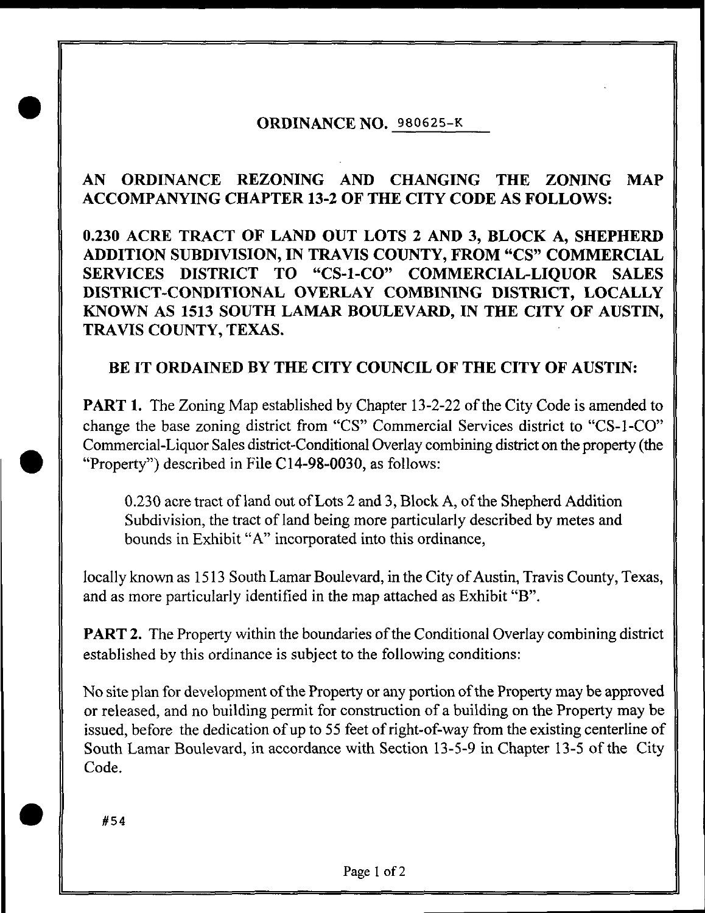# ORDINANCE NO. 980625-K

## AN ORDINANCE REZONING AND CHANGING THE ZONING MAP ACCOMPANYING CHAPTER 13-2 OF THE CITY CODE AS FOLLOWS:

## 0.230 ACRE TRACT OF LAND OUT LOTS 2 AND 3, BLOCK A, SHEPHERD ADDITION SUBDIVISION, IN TRAVIS COUNTY, FROM "CS" COMMERCIAL SERVICES DISTRICT TO "CS-1-CO" COMMERCIAL-LIQUOR SALES DISTRICT-CONDITIONAL OVERLAY COMBINING DISTRICT, LOCALLY KNOWN AS 1513 SOUTH LAMAR BOULEVARD, IN THE CITY OF AUSTIN, TRAVIS COUNTY, TEXAS.

## BE IT ORDAINED BY THE CITY COUNCIL OF THE CITY OF AUSTIN:

**PART 1.** The Zoning Map established by Chapter 13-2-22 of the City Code is amended to change the base zoning district from "CS" Commercial Services district to "CS-1-CO" Commercial-Liquor Sales district-Conditional Overlay combining district on the property (the "Property") described in File C14-98-0030, as follows:

> 0.230 acre tract of land out of Lots 2 and 3, Block A, of the Shepherd Addition Subdivision, the tract of land being more particularly described by metes and bounds in Exhibit "A" incorporated into this ordinance,

locally known as 1513 South Lamar Boulevard, in the City of Austin, Travis County, Texas, and as more particularly identified in the map attached as Exhibit "B".

**PART 2.** The Property within the boundaries of the Conditional Overlay combining district established by this ordinance is subject to the following conditions:

No site plan for development of the Property or any portion of the Property may be approved or released, and no building permit for construction of a building on the Property may be issued, before the dedication of up to 55 feet of right-of-way from the existing centerline of South Lamar Boulevard, in accordance with Section 13-5-9 in Chapter 13-5 of the City Code.

#54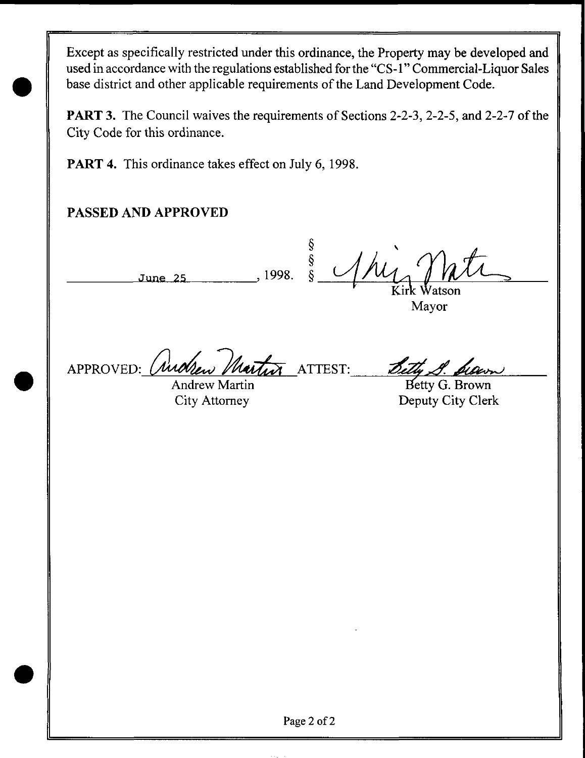Except as specifically restricted under this ordinance, the Property may be developed and used in accordance with the regulations established for the "CS-1" Commercial-Liquor Sales base district and other applicable requirements of the Land Development Code.

**PART 3.** The Council waives the requirements of Sections 2-2-3, 2-2-5, and 2-2-7 of the City Code for this ordinance.

**PART 4.** This ordinance takes effect on July 6, 1998.

**PASSED AND APPROVED**

June 25, 1998. § § §

Kirk Watson
Mayor

APPROVED: Andrew Martin
City Attorney

ATTEST: Betty G. Brown
Deputy City Clerk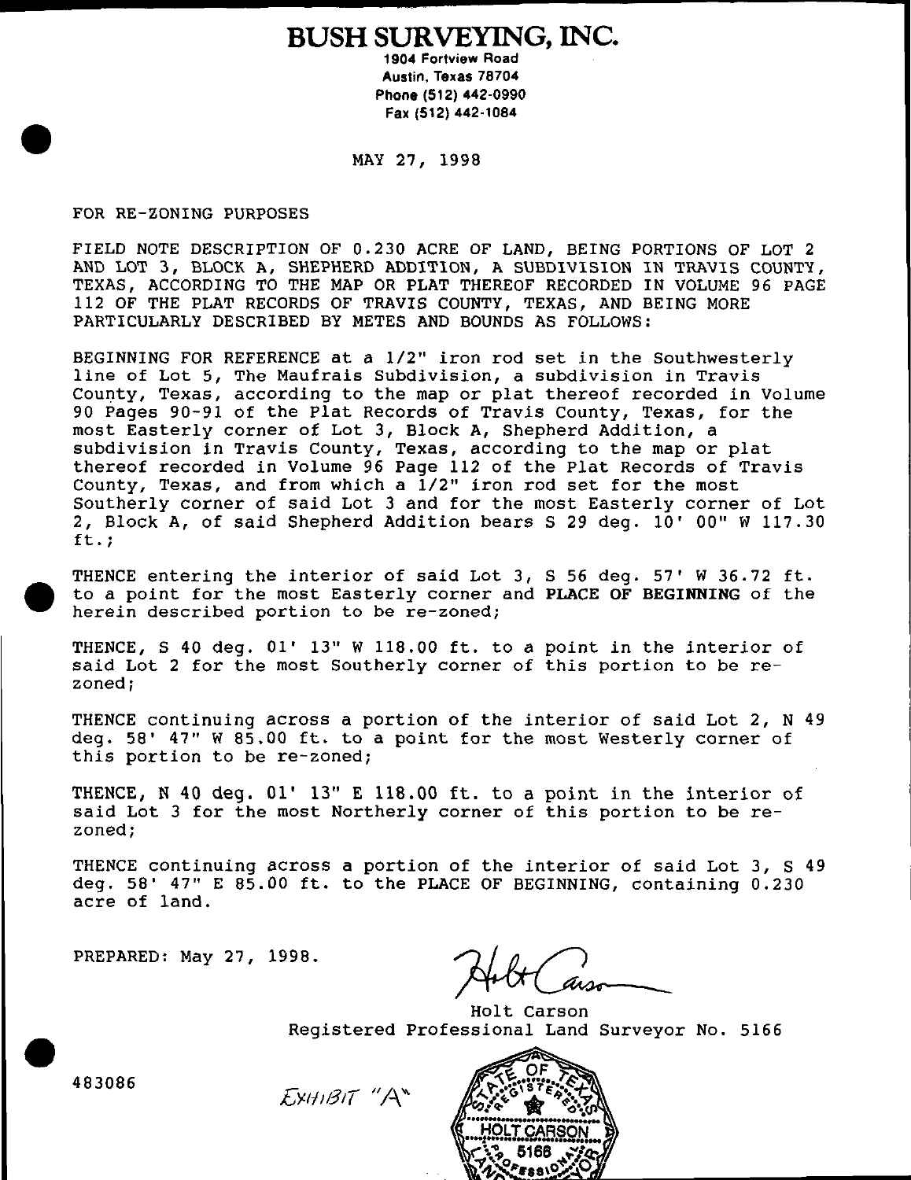# BUSH SURVEYING, INC.

1904 Fortview Road
Austin, Texas 78704
Phone (512) 442-0990
Fax (512) 442-1084

MAY 27, 1998

FOR RE-ZONING PURPOSES

FIELD NOTE DESCRIPTION OF 0.230 ACRE OF LAND, BEING PORTIONS OF LOT 2 AND LOT 3, BLOCK A, SHEPHERD ADDITION, A SUBDIVISION IN TRAVIS COUNTY, TEXAS, ACCORDING TO THE MAP OR PLAT THEREOF RECORDED IN VOLUME 96 PAGE 112 OF THE PLAT RECORDS OF TRAVIS COUNTY, TEXAS, AND BEING MORE PARTICULARLY DESCRIBED BY METES AND BOUNDS AS FOLLOWS:

BEGINNING FOR REFERENCE at a 1/2" iron rod set in the Southwesterly line of Lot 5, The Maufrais Subdivision, a subdivision in Travis County, Texas, according to the map or plat thereof recorded in Volume 90 Pages 90-91 of the Plat Records of Travis County, Texas, for the most Easterly corner of Lot 3, Block A, Shepherd Addition, a subdivision in Travis County, Texas, according to the map or plat thereof recorded in Volume 96 Page 112 of the Plat Records of Travis County, Texas, and from which a 1/2" iron rod set for the most Southerly corner of said Lot 3 and for the most Easterly corner of Lot 2, Block A, of said Shepherd Addition bears S 29 deg. 10' 00" W 117.30 ft.;

THENCE entering the interior of said Lot 3, S 56 deg. 57' W 36.72 ft. to a point for the most Easterly corner and **PLACE OF BEGINNING** of the herein described portion to be re-zoned;

THENCE, S 40 deg. 01' 13" W 118.00 ft. to a point in the interior of said Lot 2 for the most Southerly corner of this portion to be re-zoned;

THENCE continuing across a portion of the interior of said Lot 2, N 49 deg. 58' 47" W 85.00 ft. to a point for the most Westerly corner of this portion to be re-zoned;

THENCE, N 40 deg. 01' 13" E 118.00 ft. to a point in the interior of said Lot 3 for the most Northerly corner of this portion to be re-zoned;

THENCE continuing across a portion of the interior of said Lot 3, S 49 deg. 58' 47" E 85.00 ft. to the PLACE OF BEGINNING, containing 0.230 acre of land.

PREPARED: May 27, 1998.

Holt Carson
Registered Professional Land Surveyor No. 5166

483086

EXHIBIT "A"

STATE OF TEXAS
REGISTERED
HOLT CARSON
5166
PROFESSIONAL LAND SURVEYOR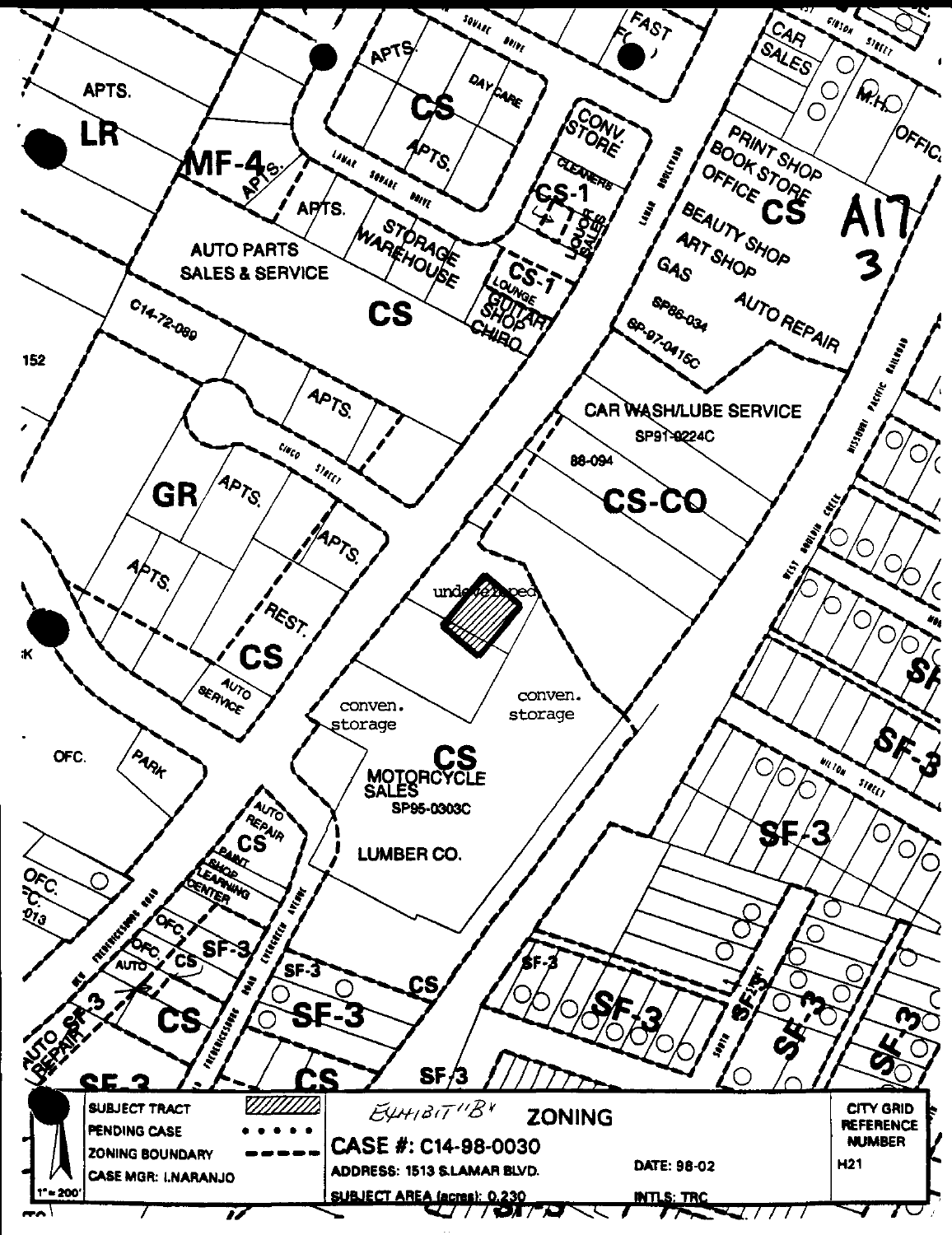| SUBJECT TRACT | ▨ | *EXHIBIT "B"* ZONING | CITY GRID REFERENCE NUMBER |
|---|---|---|---|
| PENDING CASE | • • • • • | CASE #: C14-98-0030 | H21 |
| ZONING BOUNDARY | — — — — | ADDRESS: 1513 S.LAMAR BLVD. DATE: 98-02 | |
| CASE MGR: I.NARANJO | | SUBJECT AREA (acres): 0.230 INTLS: TRC | |

1" = 200'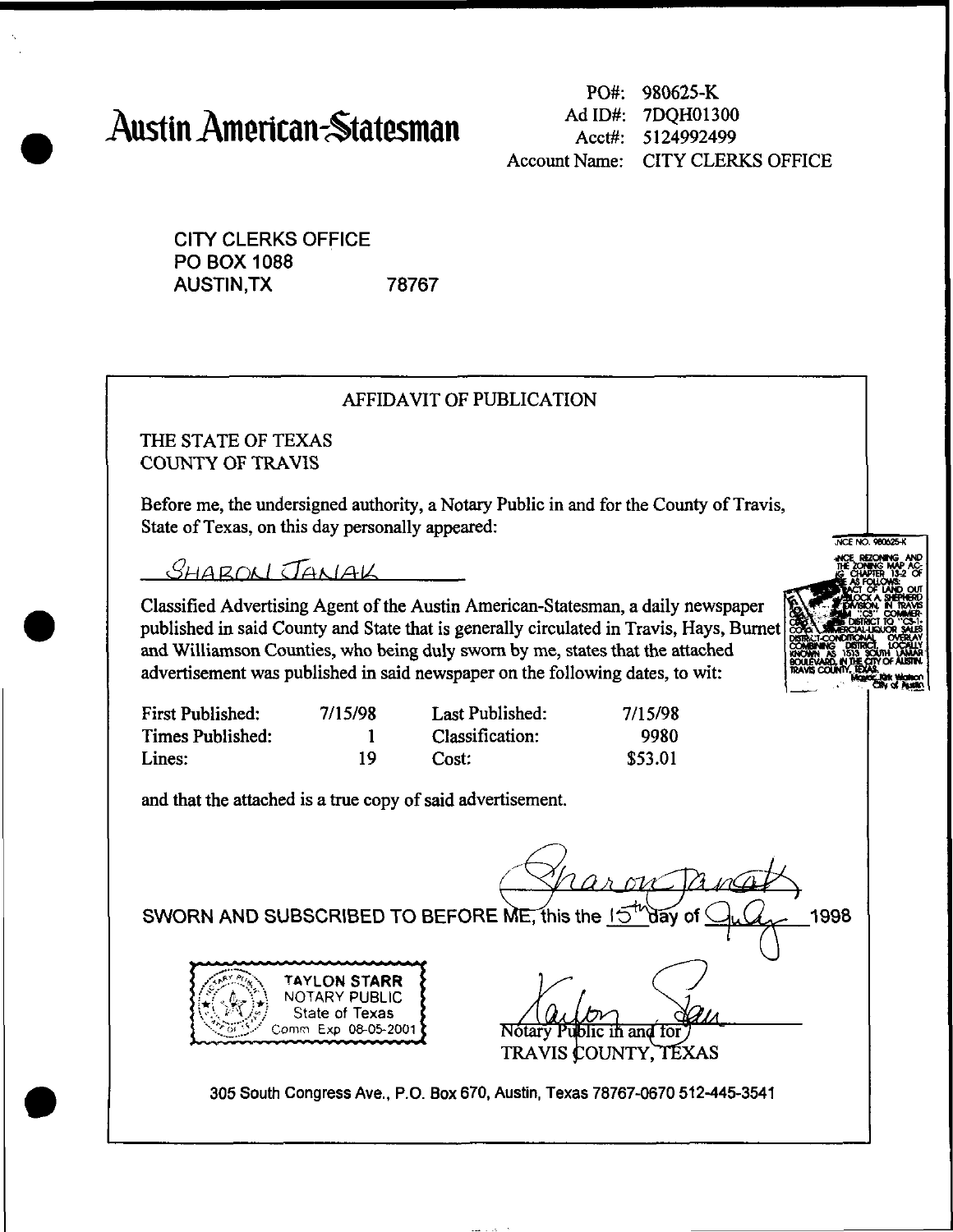# Austin American-Statesman

PO#: 980625-K
Ad ID#: 7DQH01300
Acct#: 5124992499
Account Name: CITY CLERKS OFFICE

CITY CLERKS OFFICE
PO BOX 1088
AUSTIN,TX 78767

## AFFIDAVIT OF PUBLICATION

THE STATE OF TEXAS
COUNTY OF TRAVIS

Before me, the undersigned authority, a Notary Public in and for the County of Travis, State of Texas, on this day personally appeared:

SHARON JANAK

Classified Advertising Agent of the Austin American-Statesman, a daily newspaper published in said County and State that is generally circulated in Travis, Hays, Burnet and Williamson Counties, who being duly sworn by me, states that the attached advertisement was published in said newspaper on the following dates, to wit:

| | | | |
|---|---|---|---|
| First Published: | 7/15/98 | Last Published: | 7/15/98 |
| Times Published: | 1 | Classification: | 9980 |
| Lines: | 19 | Cost: | $53.01 |

and that the attached is a true copy of said advertisement.

NCE NO. 980625-K
NCE REZONING AND THE ZONING MAP AC... CHAPTER 13-2 OF ... AS FOLLOWS: ... ACT OF LAND OUT ... LOCK A SHEPHERD ... DIVISION IN TRAVIS ... DISTRICT TO "CS-1" COMMERCIAL-LIQUOR SALES DISTRICT-CONDITIONAL OVERLAY COMBINING DISTRICT LOCALLY KNOWN AS 1533 SOUTH LAMAR BOULEVARD, IN THE CITY OF AUSTIN, TRAVIS COUNTY, TEXAS.
Mayor Kirk Watson
City of Austin

Sharon Janak

SWORN AND SUBSCRIBED TO BEFORE ME, this the 15th day of July 1998

TAYLON STARR
NOTARY PUBLIC
State of Texas
Comm Exp 08-05-2001

Taylon Starr
Notary Public in and for
TRAVIS COUNTY, TEXAS

305 South Congress Ave., P.O. Box 670, Austin, Texas 78767-0670 512-445-3541